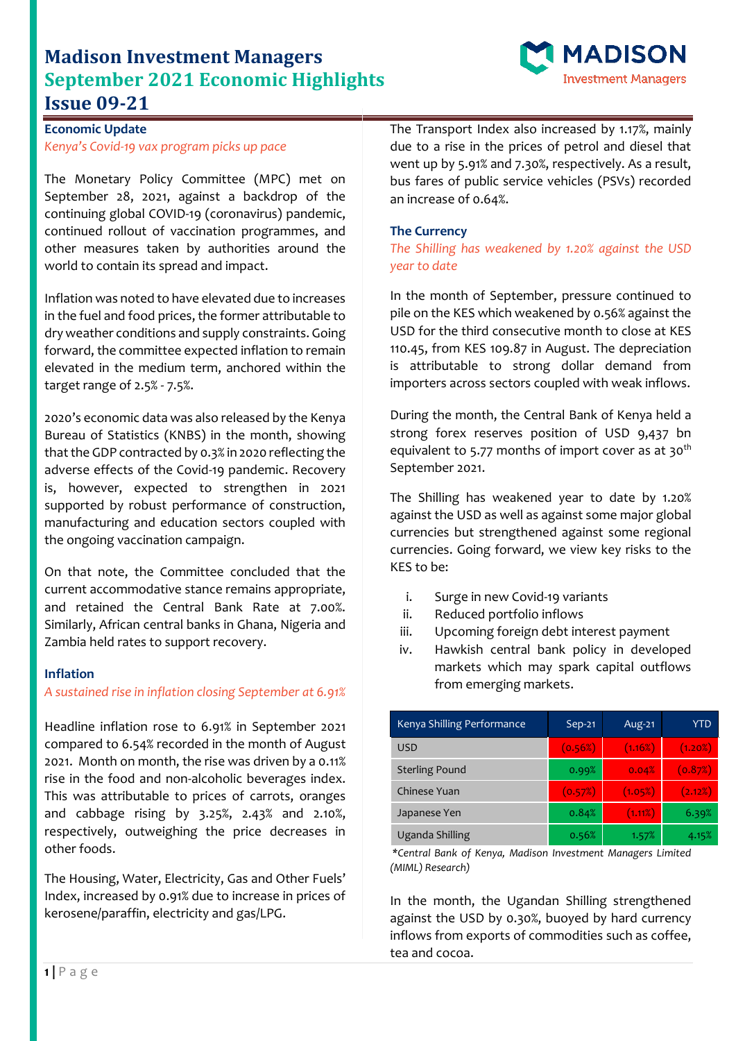# Madison Investment Managers
# September 2021 Economic Highlights
# Issue 09-21

## Economic Update

*Kenya's Covid-19 vax program picks up pace*

The Monetary Policy Committee (MPC) met on September 28, 2021, against a backdrop of the continuing global COVID-19 (coronavirus) pandemic, continued rollout of vaccination programmes, and other measures taken by authorities around the world to contain its spread and impact.

Inflation was noted to have elevated due to increases in the fuel and food prices, the former attributable to dry weather conditions and supply constraints. Going forward, the committee expected inflation to remain elevated in the medium term, anchored within the target range of 2.5% - 7.5%.

2020's economic data was also released by the Kenya Bureau of Statistics (KNBS) in the month, showing that the GDP contracted by 0.3% in 2020 reflecting the adverse effects of the Covid-19 pandemic. Recovery is, however, expected to strengthen in 2021 supported by robust performance of construction, manufacturing and education sectors coupled with the ongoing vaccination campaign.

On that note, the Committee concluded that the current accommodative stance remains appropriate, and retained the Central Bank Rate at 7.00%. Similarly, African central banks in Ghana, Nigeria and Zambia held rates to support recovery.

## Inflation

*A sustained rise in inflation closing September at 6.91%*

Headline inflation rose to 6.91% in September 2021 compared to 6.54% recorded in the month of August 2021. Month on month, the rise was driven by a 0.11% rise in the food and non-alcoholic beverages index. This was attributable to prices of carrots, oranges and cabbage rising by 3.25%, 2.43% and 2.10%, respectively, outweighing the price decreases in other foods.

The Housing, Water, Electricity, Gas and Other Fuels' Index, increased by 0.91% due to increase in prices of kerosene/paraffin, electricity and gas/LPG.

The Transport Index also increased by 1.17%, mainly due to a rise in the prices of petrol and diesel that went up by 5.91% and 7.30%, respectively. As a result, bus fares of public service vehicles (PSVs) recorded an increase of 0.64%.

## The Currency

*The Shilling has weakened by 1.20% against the USD year to date*

In the month of September, pressure continued to pile on the KES which weakened by 0.56% against the USD for the third consecutive month to close at KES 110.45, from KES 109.87 in August. The depreciation is attributable to strong dollar demand from importers across sectors coupled with weak inflows.

During the month, the Central Bank of Kenya held a strong forex reserves position of USD 9,437 bn equivalent to 5.77 months of import cover as at 30th September 2021.

The Shilling has weakened year to date by 1.20% against the USD as well as against some major global currencies but strengthened against some regional currencies. Going forward, we view key risks to the KES to be:

i. Surge in new Covid-19 variants
ii. Reduced portfolio inflows
iii. Upcoming foreign debt interest payment
iv. Hawkish central bank policy in developed markets which may spark capital outflows from emerging markets.

| Kenya Shilling Performance | Sep-21 | Aug-21 | YTD |
|---|---|---|---|
| USD | (0.56%) | (1.16%) | (1.20%) |
| Sterling Pound | 0.99% | 0.04% | (0.87%) |
| Chinese Yuan | (0.57%) | (1.05%) | (2.12%) |
| Japanese Yen | 0.84% | (1.11%) | 6.39% |
| Uganda Shilling | 0.56% | 1.57% | 4.15% |

*\*Central Bank of Kenya, Madison Investment Managers Limited (MIML) Research)*

In the month, the Ugandan Shilling strengthened against the USD by 0.30%, buoyed by hard currency inflows from exports of commodities such as coffee, tea and cocoa.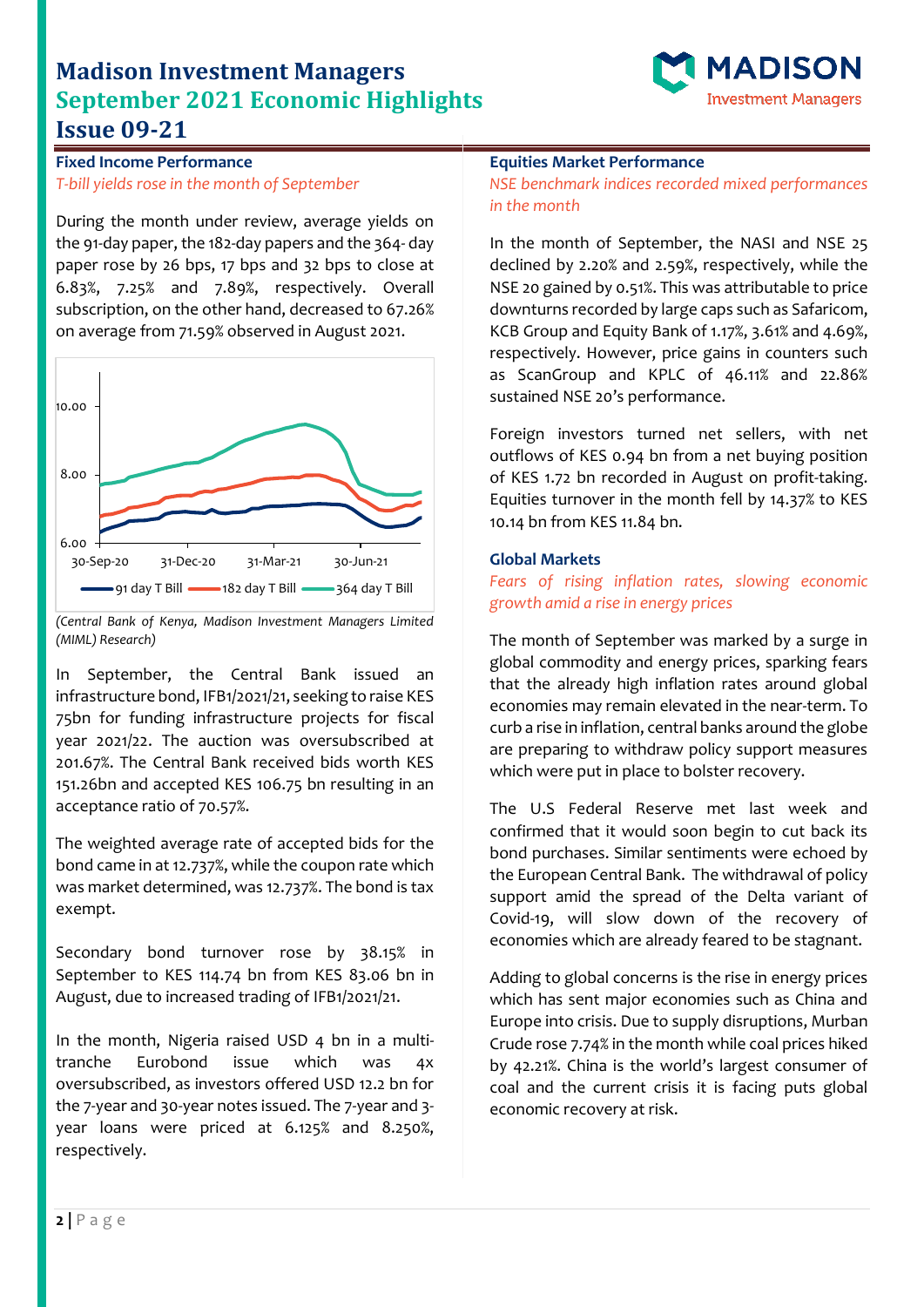# Madison Investment Managers
## September 2021 Economic Highlights
## Issue 09-21

### Fixed Income Performance

*T-bill yields rose in the month of September*

During the month under review, average yields on the 91-day paper, the 182-day papers and the 364- day paper rose by 26 bps, 17 bps and 32 bps to close at 6.83%, 7.25% and 7.89%, respectively. Overall subscription, on the other hand, decreased to 67.26% on average from 71.59% observed in August 2021.

*(Central Bank of Kenya, Madison Investment Managers Limited (MIML) Research)*

In September, the Central Bank issued an infrastructure bond, IFB1/2021/21, seeking to raise KES 75bn for funding infrastructure projects for fiscal year 2021/22. The auction was oversubscribed at 201.67%. The Central Bank received bids worth KES 151.26bn and accepted KES 106.75 bn resulting in an acceptance ratio of 70.57%.

The weighted average rate of accepted bids for the bond came in at 12.737%, while the coupon rate which was market determined, was 12.737%. The bond is tax exempt.

Secondary bond turnover rose by 38.15% in September to KES 114.74 bn from KES 83.06 bn in August, due to increased trading of IFB1/2021/21.

In the month, Nigeria raised USD 4 bn in a multi-tranche Eurobond issue which was 4x oversubscribed, as investors offered USD 12.2 bn for the 7-year and 30-year notes issued. The 7-year and 3-year loans were priced at 6.125% and 8.250%, respectively.

### Equities Market Performance

*NSE benchmark indices recorded mixed performances in the month*

In the month of September, the NASI and NSE 25 declined by 2.20% and 2.59%, respectively, while the NSE 20 gained by 0.51%. This was attributable to price downturns recorded by large caps such as Safaricom, KCB Group and Equity Bank of 1.17%, 3.61% and 4.69%, respectively. However, price gains in counters such as ScanGroup and KPLC of 46.11% and 22.86% sustained NSE 20's performance.

Foreign investors turned net sellers, with net outflows of KES 0.94 bn from a net buying position of KES 1.72 bn recorded in August on profit-taking. Equities turnover in the month fell by 14.37% to KES 10.14 bn from KES 11.84 bn.

### Global Markets

*Fears of rising inflation rates, slowing economic growth amid a rise in energy prices*

The month of September was marked by a surge in global commodity and energy prices, sparking fears that the already high inflation rates around global economies may remain elevated in the near-term. To curb a rise in inflation, central banks around the globe are preparing to withdraw policy support measures which were put in place to bolster recovery.

The U.S Federal Reserve met last week and confirmed that it would soon begin to cut back its bond purchases. Similar sentiments were echoed by the European Central Bank. The withdrawal of policy support amid the spread of the Delta variant of Covid-19, will slow down of the recovery of economies which are already feared to be stagnant.

Adding to global concerns is the rise in energy prices which has sent major economies such as China and Europe into crisis. Due to supply disruptions, Murban Crude rose 7.74% in the month while coal prices hiked by 42.21%. China is the world's largest consumer of coal and the current crisis it is facing puts global economic recovery at risk.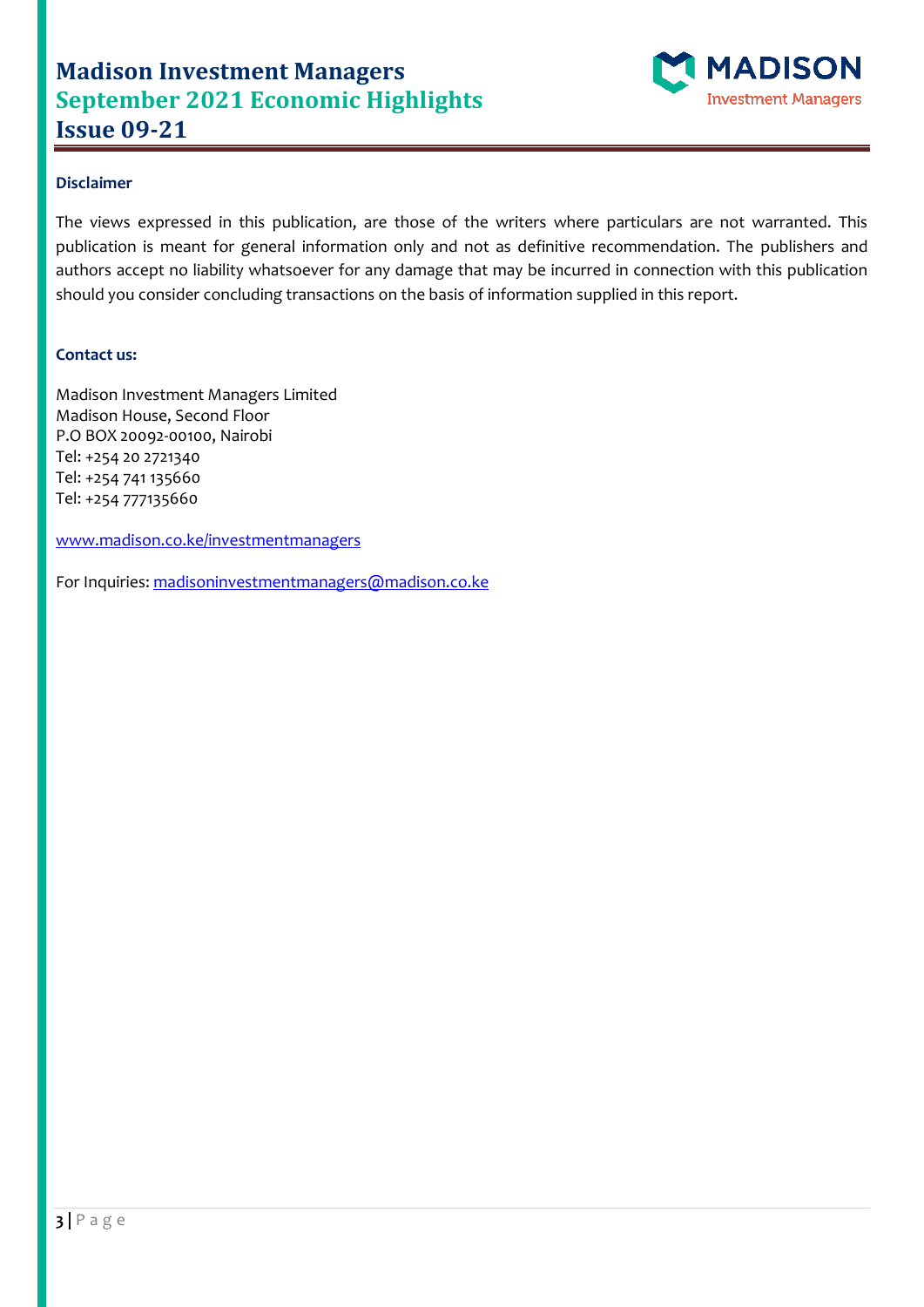### Disclaimer

The views expressed in this publication, are those of the writers where particulars are not warranted. This publication is meant for general information only and not as definitive recommendation. The publishers and authors accept no liability whatsoever for any damage that may be incurred in connection with this publication should you consider concluding transactions on the basis of information supplied in this report.

### Contact us:

Madison Investment Managers Limited
Madison House, Second Floor
P.O BOX 20092-00100, Nairobi
Tel: +254 20 2721340
Tel: +254 741 135660
Tel: +254 777135660

www.madison.co.ke/investmentmanagers

For Inquiries: madisoninvestmentmanagers@madison.co.ke